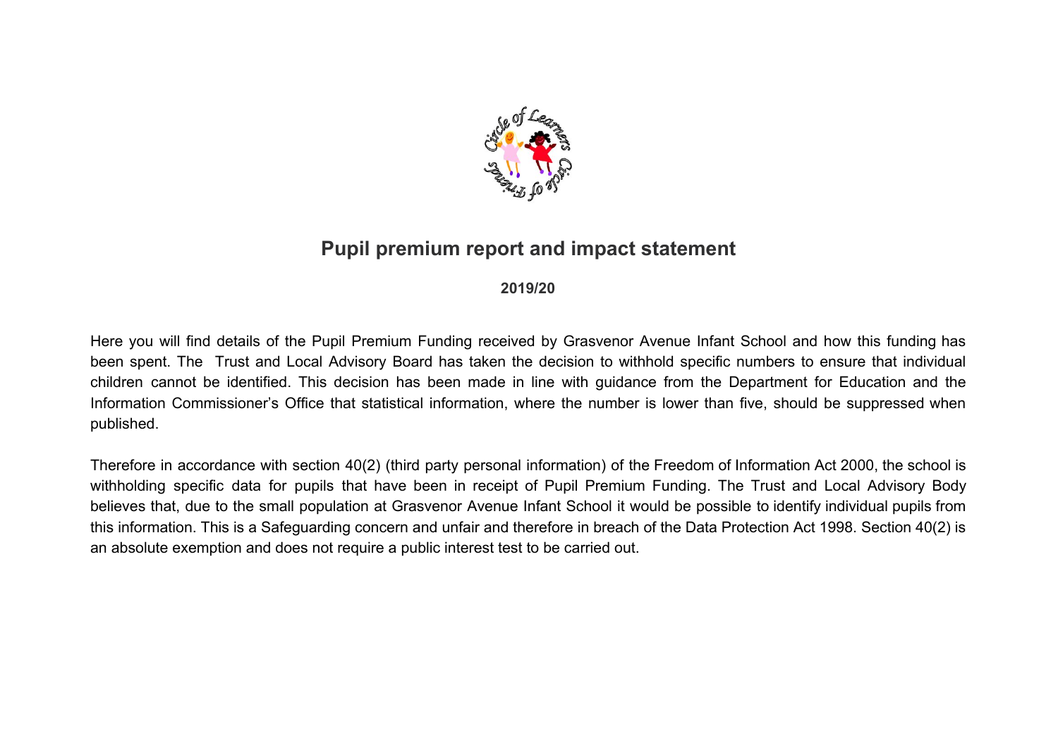# Pupil premium report and impact statement

**2019/20**

Here you will find details of the Pupil Premium Funding received by Grasvenor Avenue Infant School and how this funding has been spent. The Trust and Local Advisory Board has taken the decision to withhold specific numbers to ensure that individual children cannot be identified. This decision has been made in line with guidance from the Department for Education and the Information Commissioner's Office that statistical information, where the number is lower than five, should be suppressed when published.

Therefore in accordance with section 40(2) (third party personal information) of the Freedom of Information Act 2000, the school is withholding specific data for pupils that have been in receipt of Pupil Premium Funding. The Trust and Local Advisory Body believes that, due to the small population at Grasvenor Avenue Infant School it would be possible to identify individual pupils from this information. This is a Safeguarding concern and unfair and therefore in breach of the Data Protection Act 1998. Section 40(2) is an absolute exemption and does not require a public interest test to be carried out.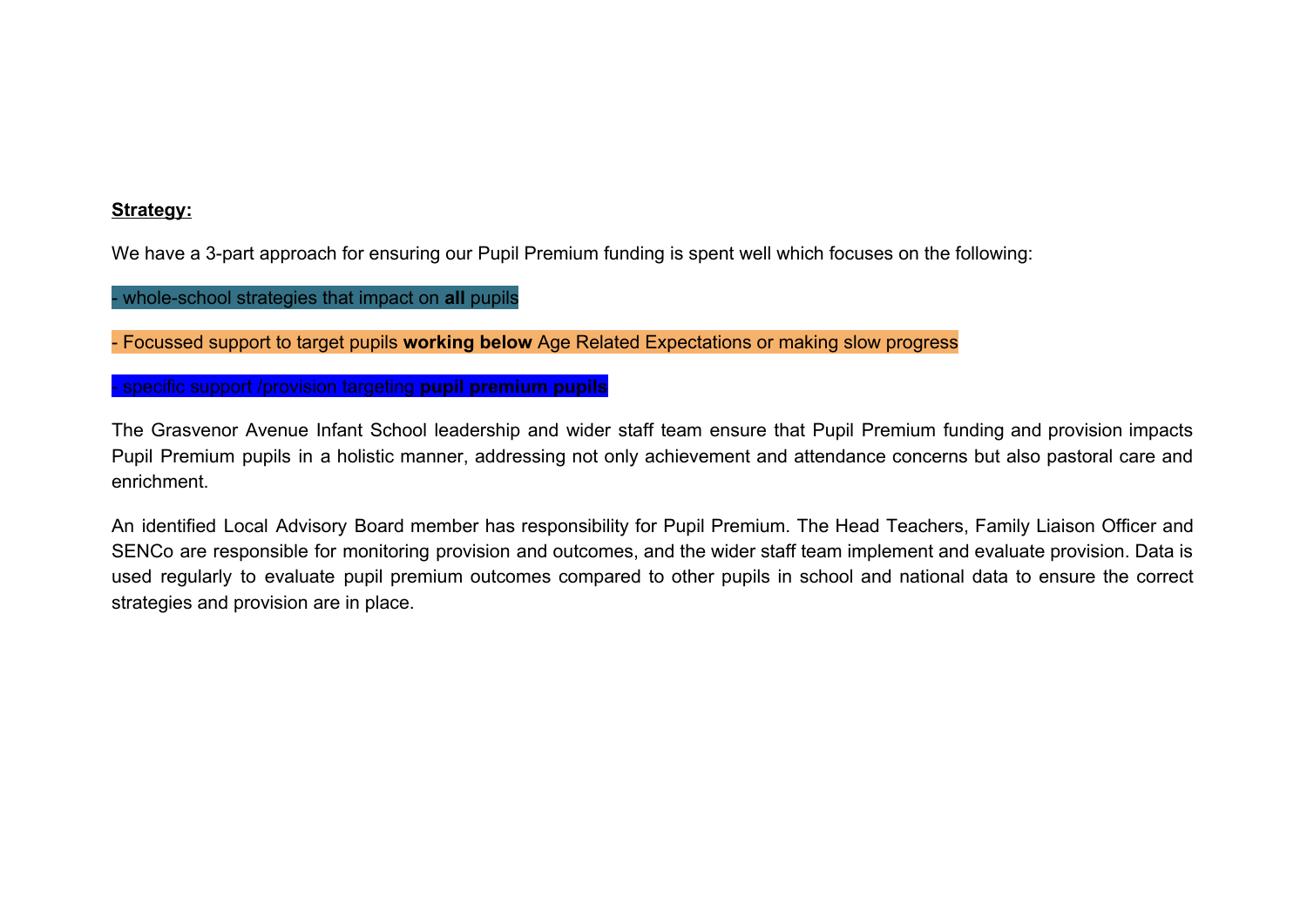**Strategy:**

We have a 3-part approach for ensuring our Pupil Premium funding is spent well which focuses on the following:

- whole-school strategies that impact on **all** pupils

- Focussed support to target pupils **working below** Age Related Expectations or making slow progress

- specific support /provision targeting **pupil premium pupils**

The Grasvenor Avenue Infant School leadership and wider staff team ensure that Pupil Premium funding and provision impacts Pupil Premium pupils in a holistic manner, addressing not only achievement and attendance concerns but also pastoral care and enrichment.

An identified Local Advisory Board member has responsibility for Pupil Premium. The Head Teachers, Family Liaison Officer and SENCo are responsible for monitoring provision and outcomes, and the wider staff team implement and evaluate provision. Data is used regularly to evaluate pupil premium outcomes compared to other pupils in school and national data to ensure the correct strategies and provision are in place.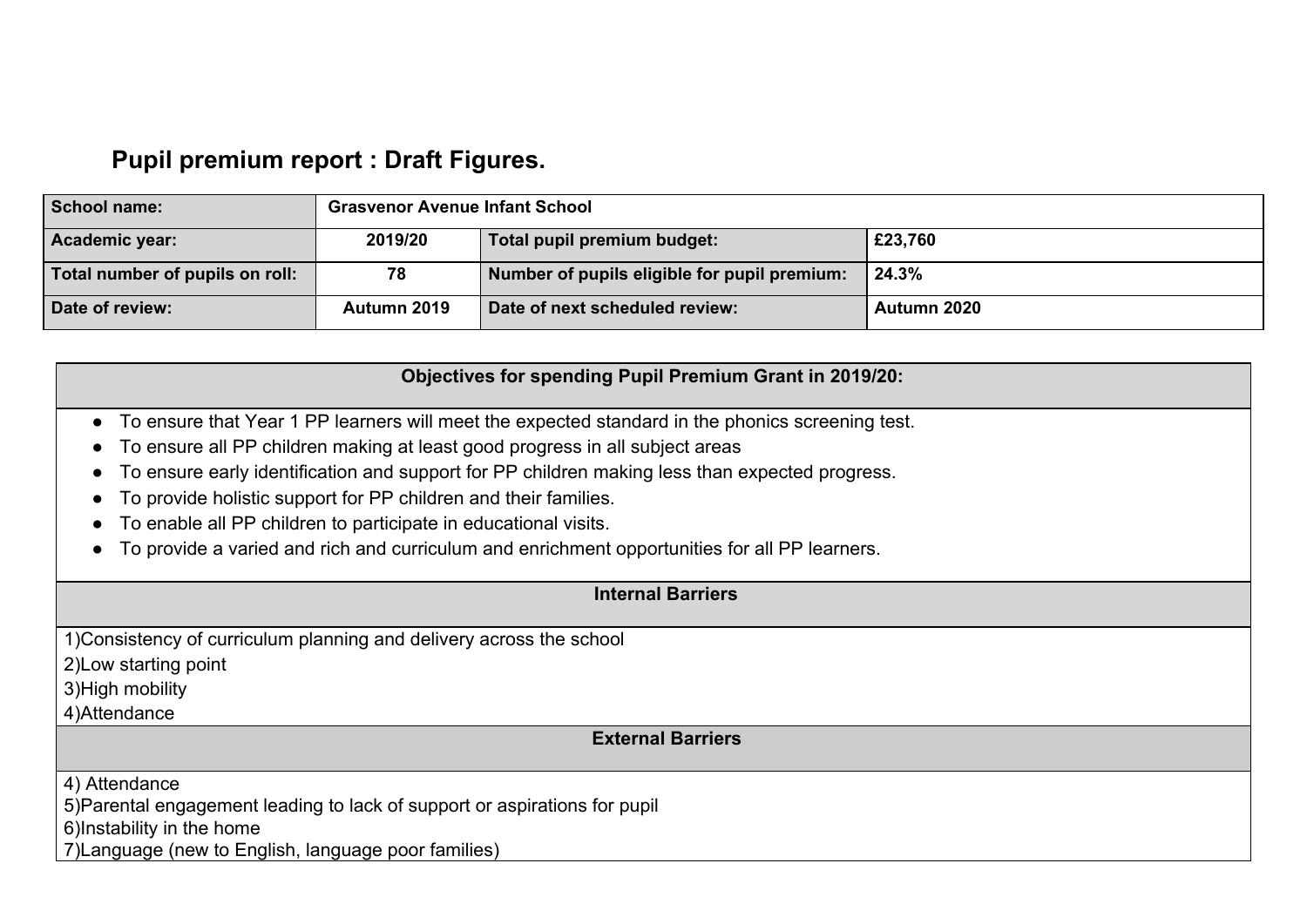## Pupil premium report : Draft Figures.

| School name: | Grasvenor Avenue Infant School | | |
|---|---|---|---|
| Academic year: | 2019/20 | Total pupil premium budget: | £23,760 |
| Total number of pupils on roll: | 78 | Number of pupils eligible for pupil premium: | 24.3% |
| Date of review: | Autumn 2019 | Date of next scheduled review: | Autumn 2020 |

**Objectives for spending Pupil Premium Grant in 2019/20:**

- To ensure that Year 1 PP learners will meet the expected standard in the phonics screening test.
- To ensure all PP children making at least good progress in all subject areas
- To ensure early identification and support for PP children making less than expected progress.
- To provide holistic support for PP children and their families.
- To enable all PP children to participate in educational visits.
- To provide a varied and rich and curriculum and enrichment opportunities for all PP learners.

**Internal Barriers**

1)Consistency of curriculum planning and delivery across the school
2)Low starting point
3)High mobility
4)Attendance

**External Barriers**

4) Attendance
5)Parental engagement leading to lack of support or aspirations for pupil
6)Instability in the home
7)Language (new to English, language poor families)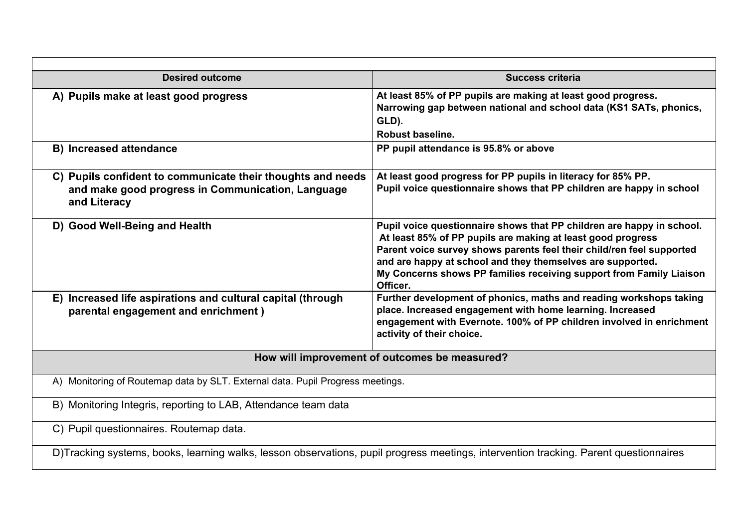| Desired outcome | Success criteria |
|---|---|
| **A) Pupils make at least good progress** | **At least 85% of PP pupils are making at least good progress. Narrowing gap between national and school data (KS1 SATs, phonics, GLD). Robust baseline.** |
| **B) Increased attendance** | **PP pupil attendance is 95.8% or above** |
| **C) Pupils confident to communicate their thoughts and needs and make good progress in Communication, Language and Literacy** | **At least good progress for PP pupils in literacy for 85% PP. Pupil voice questionnaire shows that PP children are happy in school** |
| **D) Good Well-Being and Health** | **Pupil voice questionnaire shows that PP children are happy in school. At least 85% of PP pupils are making at least good progress Parent voice survey shows parents feel their child/ren feel supported and are happy at school and they themselves are supported. My Concerns shows PP families receiving support from Family Liaison Officer.** |
| **E) Increased life aspirations and cultural capital (through parental engagement and enrichment )** | **Further development of phonics, maths and reading workshops taking place. Increased engagement with home learning. Increased engagement with Evernote. 100% of PP children involved in enrichment activity of their choice.** |

**How will improvement of outcomes be measured?**

A) Monitoring of Routemap data by SLT. External data. Pupil Progress meetings.

B) Monitoring Integris, reporting to LAB, Attendance team data

C) Pupil questionnaires. Routemap data.

D) Tracking systems, books, learning walks, lesson observations, pupil progress meetings, intervention tracking. Parent questionnaires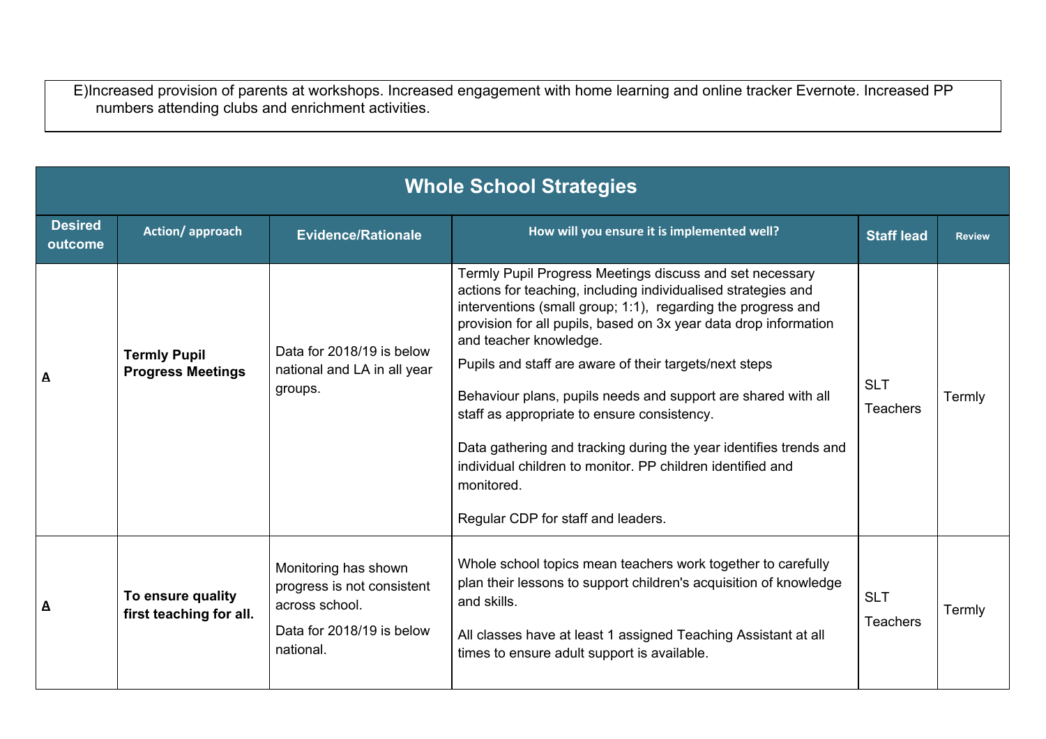E)Increased provision of parents at workshops. Increased engagement with home learning and online tracker Evernote. Increased PP numbers attending clubs and enrichment activities.

| Whole School Strategies | | | | | |
|---|---|---|---|---|---|
| **Desired outcome** | **Action/ approach** | **Evidence/Rationale** | **How will you ensure it is implemented well?** | **Staff lead** | **Review** |
| A | **Termly Pupil Progress Meetings** | Data for 2018/19 is below national and LA in all year groups. | Termly Pupil Progress Meetings discuss and set necessary actions for teaching, including individualised strategies and interventions (small group; 1:1), regarding the progress and provision for all pupils, based on 3x year data drop information and teacher knowledge.<br><br>Pupils and staff are aware of their targets/next steps<br><br>Behaviour plans, pupils needs and support are shared with all staff as appropriate to ensure consistency.<br><br>Data gathering and tracking during the year identifies trends and individual children to monitor. PP children identified and monitored.<br><br>Regular CDP for staff and leaders. | SLT<br>Teachers | Termly |
| A | **To ensure quality first teaching for all.** | Monitoring has shown progress is not consistent across school.<br><br>Data for 2018/19 is below national. | Whole school topics mean teachers work together to carefully plan their lessons to support children's acquisition of knowledge and skills.<br><br>All classes have at least 1 assigned Teaching Assistant at all times to ensure adult support is available. | SLT<br>Teachers | Termly |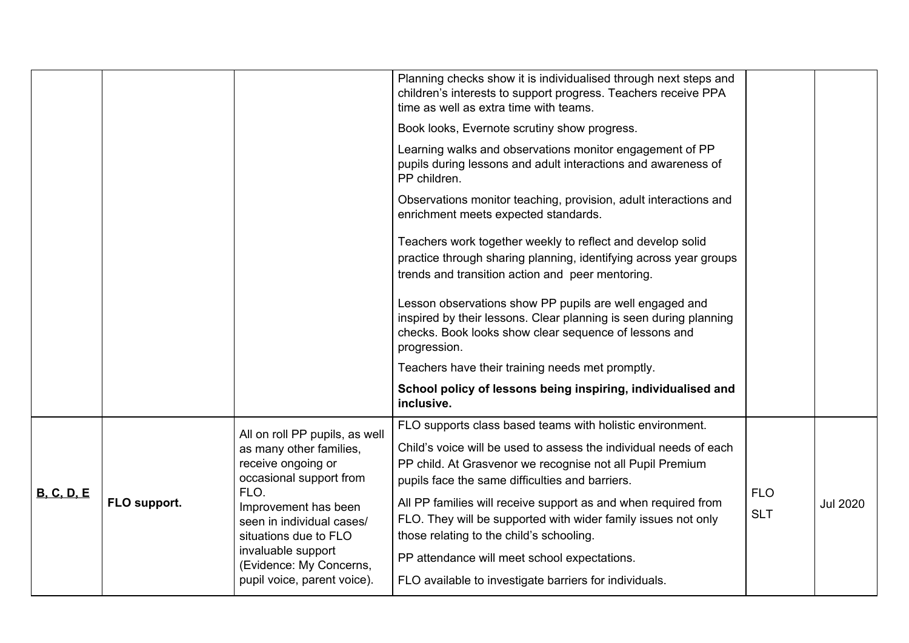| | | | | | |
|---|---|---|---|---|---|
| | | | Planning checks show it is individualised through next steps and children's interests to support progress. Teachers receive PPA time as well as extra time with teams.<br><br>Book looks, Evernote scrutiny show progress.<br><br>Learning walks and observations monitor engagement of PP pupils during lessons and adult interactions and awareness of PP children.<br><br>Observations monitor teaching, provision, adult interactions and enrichment meets expected standards.<br><br>Teachers work together weekly to reflect and develop solid practice through sharing planning, identifying across year groups trends and transition action and peer mentoring.<br><br>Lesson observations show PP pupils are well engaged and inspired by their lessons. Clear planning is seen during planning checks. Book looks show clear sequence of lessons and progression.<br><br>Teachers have their training needs met promptly.<br><br>**School policy of lessons being inspiring, individualised and inclusive.** | | |
| **B, C, D, E** | **FLO support.** | All on roll PP pupils, as well as many other families, receive ongoing or occasional support from FLO.<br>Improvement has been seen in individual cases/ situations due to FLO invaluable support (Evidence: My Concerns, pupil voice, parent voice). | FLO supports class based teams with holistic environment.<br><br>Child's voice will be used to assess the individual needs of each PP child. At Grasvenor we recognise not all Pupil Premium pupils face the same difficulties and barriers.<br><br>All PP families will receive support as and when required from FLO. They will be supported with wider family issues not only those relating to the child's schooling.<br><br>PP attendance will meet school expectations.<br><br>FLO available to investigate barriers for individuals. | FLO<br>SLT | Jul 2020 |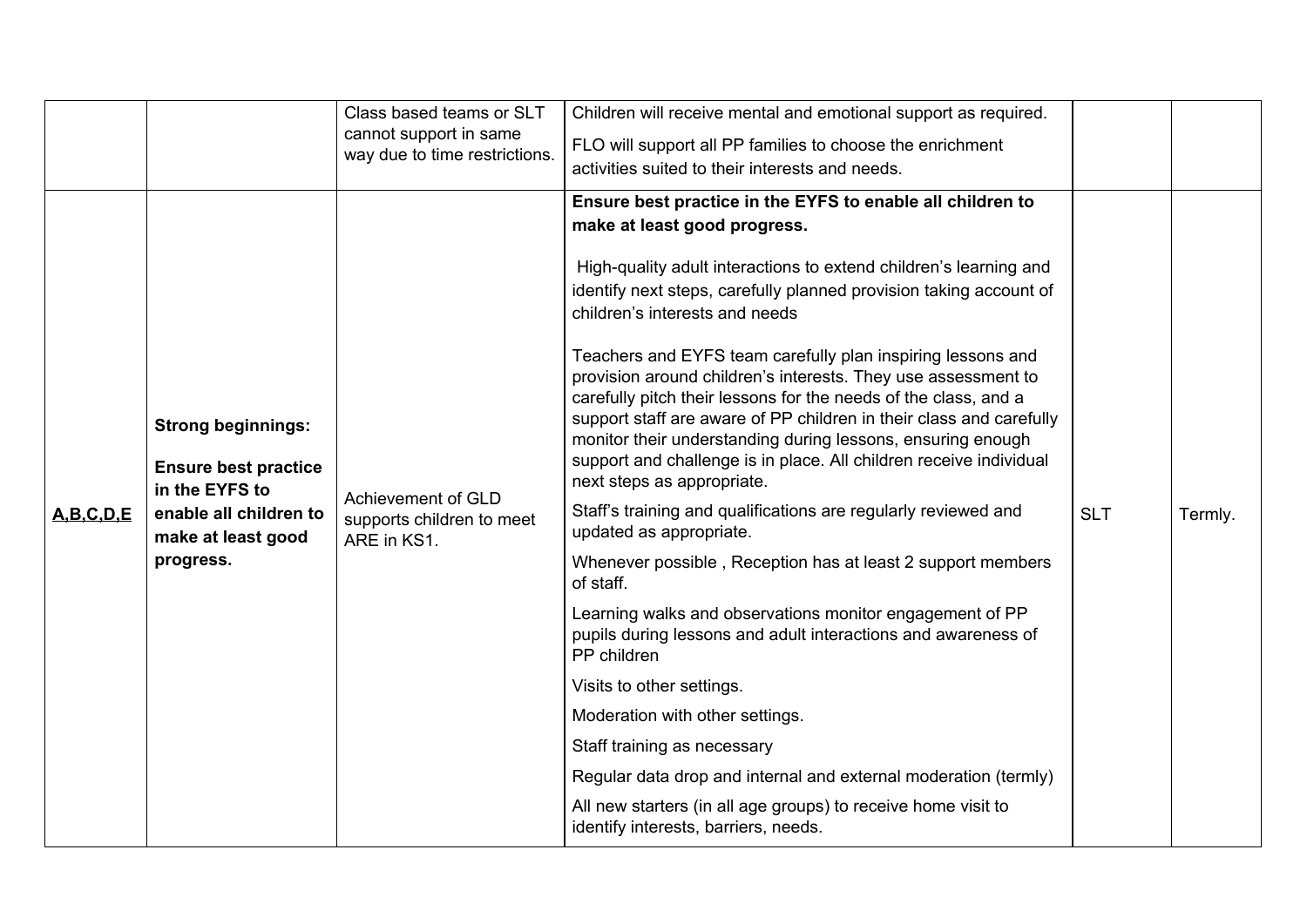| | | | | | |
|---|---|---|---|---|---|
| | | Class based teams or SLT cannot support in same way due to time restrictions. | Children will receive mental and emotional support as required.<br><br>FLO will support all PP families to choose the enrichment activities suited to their interests and needs. | | |
| **A,B,C,D,E** | **Strong beginnings:**<br><br>**Ensure best practice in the EYFS to enable all children to make at least good progress.** | Achievement of GLD supports children to meet ARE in KS1. | **Ensure best practice in the EYFS to enable all children to make at least good progress.**<br><br>High-quality adult interactions to extend children's learning and identify next steps, carefully planned provision taking account of children's interests and needs<br><br>Teachers and EYFS team carefully plan inspiring lessons and provision around children's interests. They use assessment to carefully pitch their lessons for the needs of the class, and a support staff are aware of PP children in their class and carefully monitor their understanding during lessons, ensuring enough support and challenge is in place. All children receive individual next steps as appropriate.<br><br>Staff's training and qualifications are regularly reviewed and updated as appropriate.<br><br>Whenever possible , Reception has at least 2 support members of staff.<br><br>Learning walks and observations monitor engagement of PP pupils during lessons and adult interactions and awareness of PP children<br><br>Visits to other settings.<br><br>Moderation with other settings.<br><br>Staff training as necessary<br><br>Regular data drop and internal and external moderation (termly)<br><br>All new starters (in all age groups) to receive home visit to identify interests, barriers, needs. | SLT | Termly. |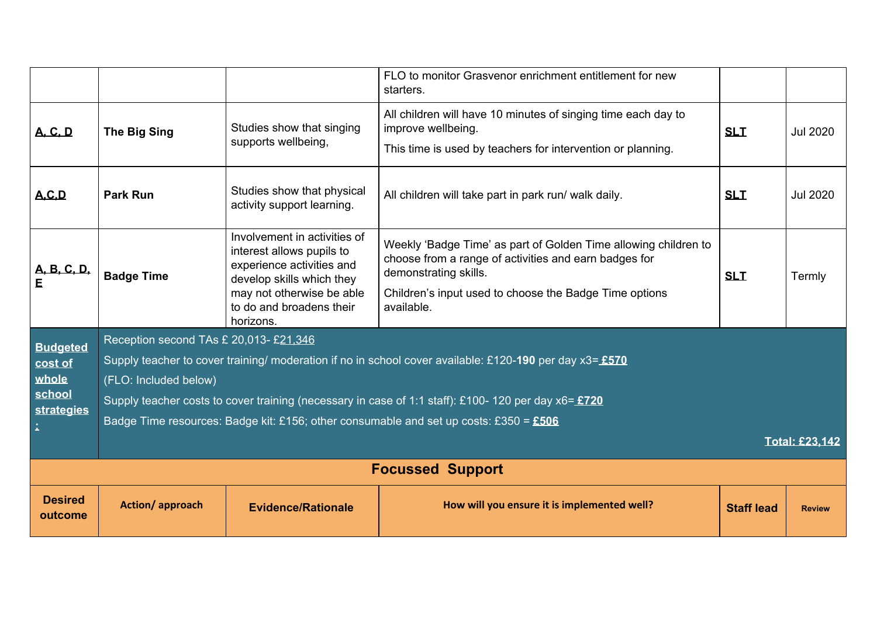| | | | | | |
|---|---|---|---|---|---|
| | | | FLO to monitor Grasvenor enrichment entitlement for new starters. | | |
| **A, C, D** | **The Big Sing** | Studies show that singing supports wellbeing, | All children will have 10 minutes of singing time each day to improve wellbeing.<br>This time is used by teachers for intervention or planning. | **SLT** | Jul 2020 |
| **A,C,D** | **Park Run** | Studies show that physical activity support learning. | All children will take part in park run/ walk daily. | **SLT** | Jul 2020 |
| **A, B, C, D, E** | **Badge Time** | Involvement in activities of interest allows pupils to experience activities and develop skills which they may not otherwise be able to do and broadens their horizons. | Weekly 'Badge Time' as part of Golden Time allowing children to choose from a range of activities and earn badges for demonstrating skills.<br>Children's input used to choose the Badge Time options available. | **SLT** | Termly |
| **Budgeted cost of whole school strategies:** | Reception second TAs £ 20,013- £21,346<br>Supply teacher to cover training/ moderation if no in school cover available: £120-**190** per day x3= **£570**<br>(FLO: Included below)<br>Supply teacher costs to cover training (necessary in case of 1:1 staff): £100- 120 per day x6= **£720**<br>Badge Time resources: Badge kit: £156; other consumable and set up costs: £350 = **£506**<br>**Total: £23,142** | | | | |

## Focussed Support

| Desired outcome | Action/ approach | Evidence/Rationale | How will you ensure it is implemented well? | Staff lead | Review |
|---|---|---|---|---|---|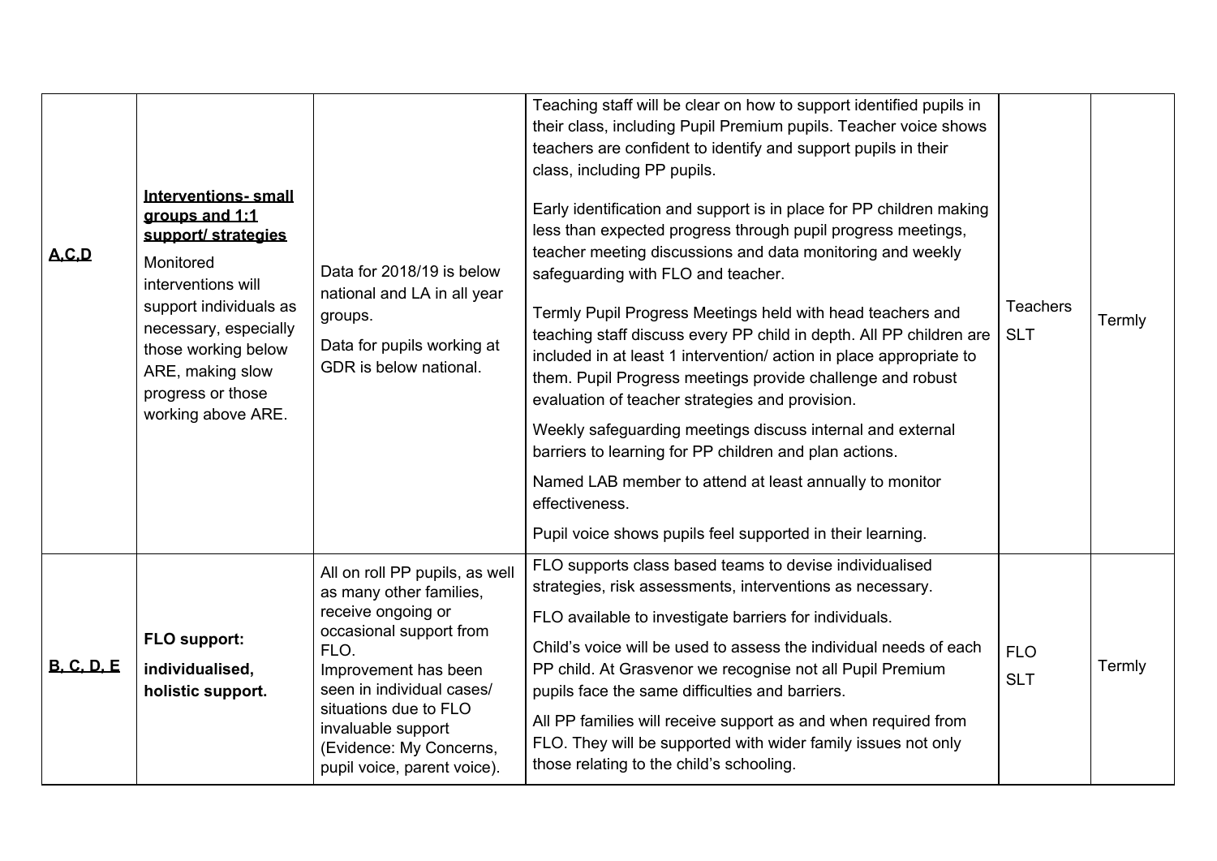| | | | | | |
|---|---|---|---|---|---|
| **A,C,D** | **Interventions- small groups and 1:1 support/ strategies**<br>Monitored interventions will support individuals as necessary, especially those working below ARE, making slow progress or those working above ARE. | Data for 2018/19 is below national and LA in all year groups.<br>Data for pupils working at GDR is below national. | Teaching staff will be clear on how to support identified pupils in their class, including Pupil Premium pupils. Teacher voice shows teachers are confident to identify and support pupils in their class, including PP pupils.<br>Early identification and support is in place for PP children making less than expected progress through pupil progress meetings, teacher meeting discussions and data monitoring and weekly safeguarding with FLO and teacher.<br>Termly Pupil Progress Meetings held with head teachers and teaching staff discuss every PP child in depth. All PP children are included in at least 1 intervention/ action in place appropriate to them. Pupil Progress meetings provide challenge and robust evaluation of teacher strategies and provision.<br>Weekly safeguarding meetings discuss internal and external barriers to learning for PP children and plan actions.<br>Named LAB member to attend at least annually to monitor effectiveness.<br>Pupil voice shows pupils feel supported in their learning. | Teachers<br>SLT | Termly |
| **B, C, D, E** | **FLO support:**<br>**individualised, holistic support.** | All on roll PP pupils, as well as many other families, receive ongoing or occasional support from FLO.<br>Improvement has been seen in individual cases/ situations due to FLO invaluable support (Evidence: My Concerns, pupil voice, parent voice). | FLO supports class based teams to devise individualised strategies, risk assessments, interventions as necessary.<br>FLO available to investigate barriers for individuals.<br>Child's voice will be used to assess the individual needs of each PP child. At Grasvenor we recognise not all Pupil Premium pupils face the same difficulties and barriers.<br>All PP families will receive support as and when required from FLO. They will be supported with wider family issues not only those relating to the child's schooling. | FLO<br>SLT | Termly |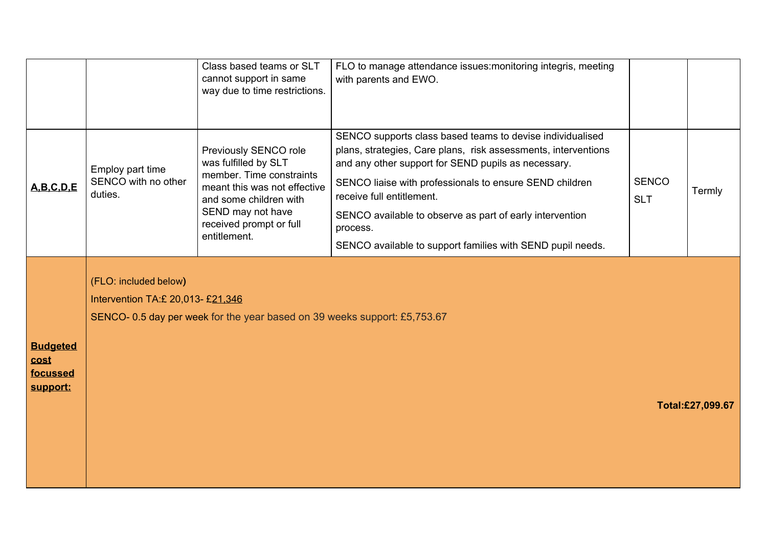| | | | | | |
|---|---|---|---|---|---|
| | | Class based teams or SLT cannot support in same way due to time restrictions. | FLO to manage attendance issues:monitoring integris, meeting with parents and EWO. | | |
| **A,B,C,D,E** | Employ part time SENCO with no other duties. | Previously SENCO role was fulfilled by SLT member. Time constraints meant this was not effective and some children with SEND may not have received prompt or full entitlement. | SENCO supports class based teams to devise individualised plans, strategies, Care plans, risk assessments, interventions and any other support for SEND pupils as necessary.<br>SENCO liaise with professionals to ensure SEND children receive full entitlement.<br>SENCO available to observe as part of early intervention process.<br>SENCO available to support families with SEND pupil needs. | SENCO<br>SLT | Termly |
| **Budgeted cost focussed support:** | (FLO: included below)<br>Intervention TA:£ 20,013- £21,346<br>SENCO- 0.5 day per week for the year based on 39 weeks support: £5,753.67<br><br>**Total:£27,099.67** | | | | |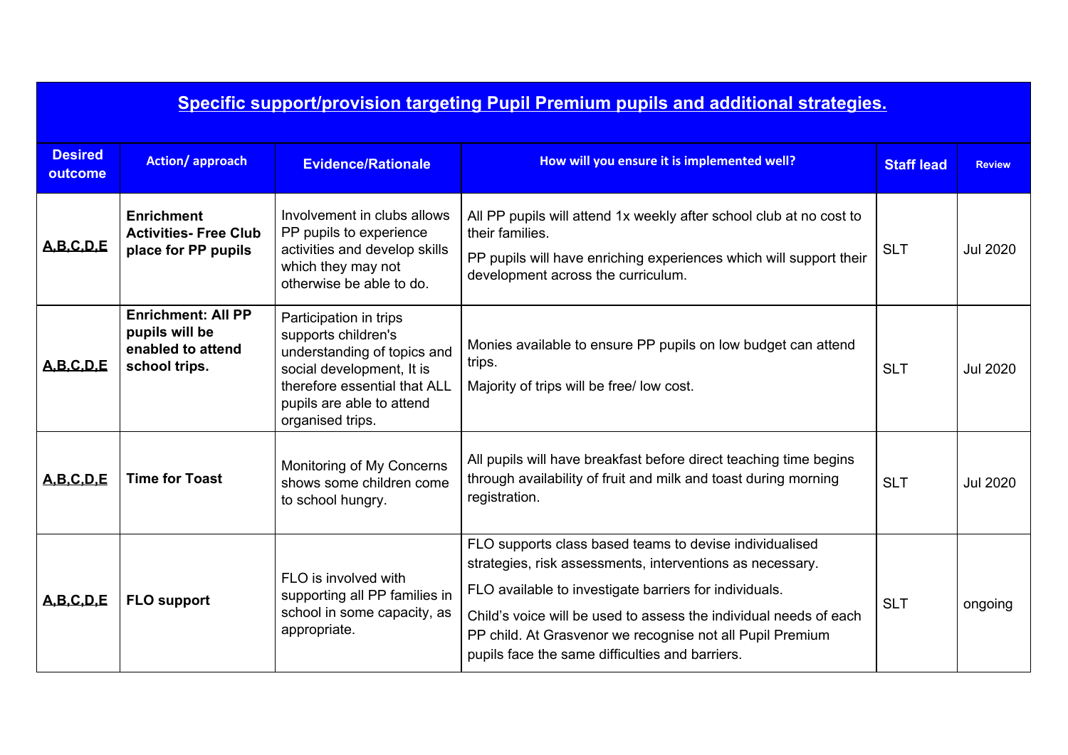| **Specific support/provision targeting Pupil Premium pupils and additional strategies.** | | | | | |
|---|---|---|---|---|---|
| **Desired outcome** | **Action/ approach** | **Evidence/Rationale** | **How will you ensure it is implemented well?** | **Staff lead** | **Review** |
| **A,B,C,D,E** | **Enrichment Activities- Free Club place for PP pupils** | Involvement in clubs allows PP pupils to experience activities and develop skills which they may not otherwise be able to do. | All PP pupils will attend 1x weekly after school club at no cost to their families. PP pupils will have enriching experiences which will support their development across the curriculum. | SLT | Jul 2020 |
| **A,B,C,D,E** | **Enrichment: All PP pupils will be enabled to attend school trips.** | Participation in trips supports children's understanding of topics and social development, It is therefore essential that ALL pupils are able to attend organised trips. | Monies available to ensure PP pupils on low budget can attend trips. Majority of trips will be free/ low cost. | SLT | Jul 2020 |
| **A,B,C,D,E** | **Time for Toast** | Monitoring of My Concerns shows some children come to school hungry. | All pupils will have breakfast before direct teaching time begins through availability of fruit and milk and toast during morning registration. | SLT | Jul 2020 |
| **A,B,C,D,E** | **FLO support** | FLO is involved with supporting all PP families in school in some capacity, as appropriate. | FLO supports class based teams to devise individualised strategies, risk assessments, interventions as necessary. FLO available to investigate barriers for individuals. Child's voice will be used to assess the individual needs of each PP child. At Grasvenor we recognise not all Pupil Premium pupils face the same difficulties and barriers. | SLT | ongoing |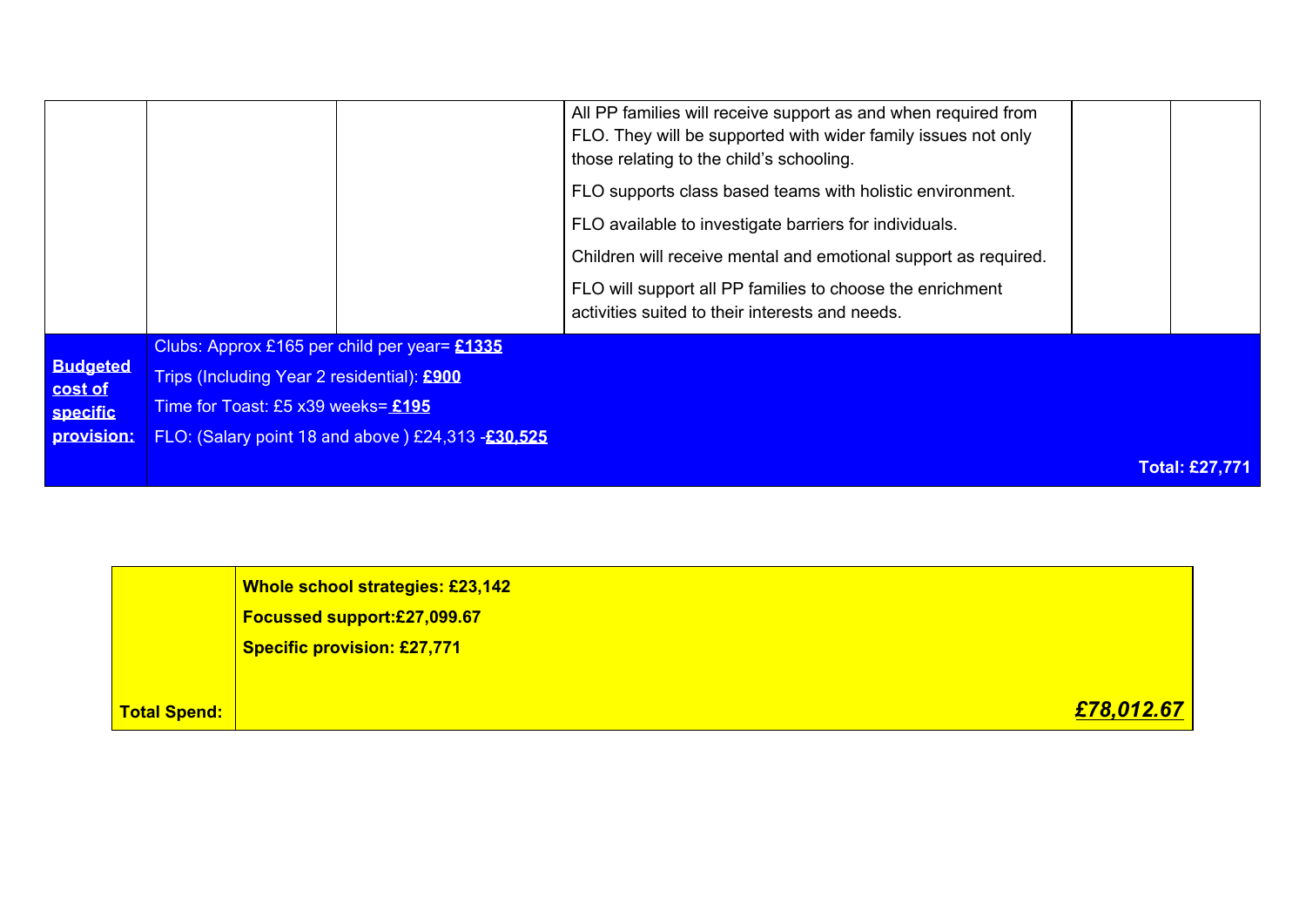| | | | | | |
|---|---|---|---|---|---|
| | | | All PP families will receive support as and when required from FLO. They will be supported with wider family issues not only those relating to the child's schooling.<br><br>FLO supports class based teams with holistic environment.<br><br>FLO available to investigate barriers for individuals.<br><br>Children will receive mental and emotional support as required.<br><br>FLO will support all PP families to choose the enrichment activities suited to their interests and needs. | | |
| **Budgeted cost of specific provision:** | Clubs: Approx £165 per child per year= **£1335**<br><br>Trips (Including Year 2 residential): **£900**<br><br>Time for Toast: £5 x39 weeks= **£195**<br><br>FLO: (Salary point 18 and above ) £24,313 -**£30,525**<br><br>**Total: £27,771** | | | | |

| | |
|---|---|
| | **Whole school strategies: £23,142**<br><br>**Focussed support:£27,099.67**<br><br>**Specific provision: £27,771** |
| **Total Spend:** | ***£78,012.67*** |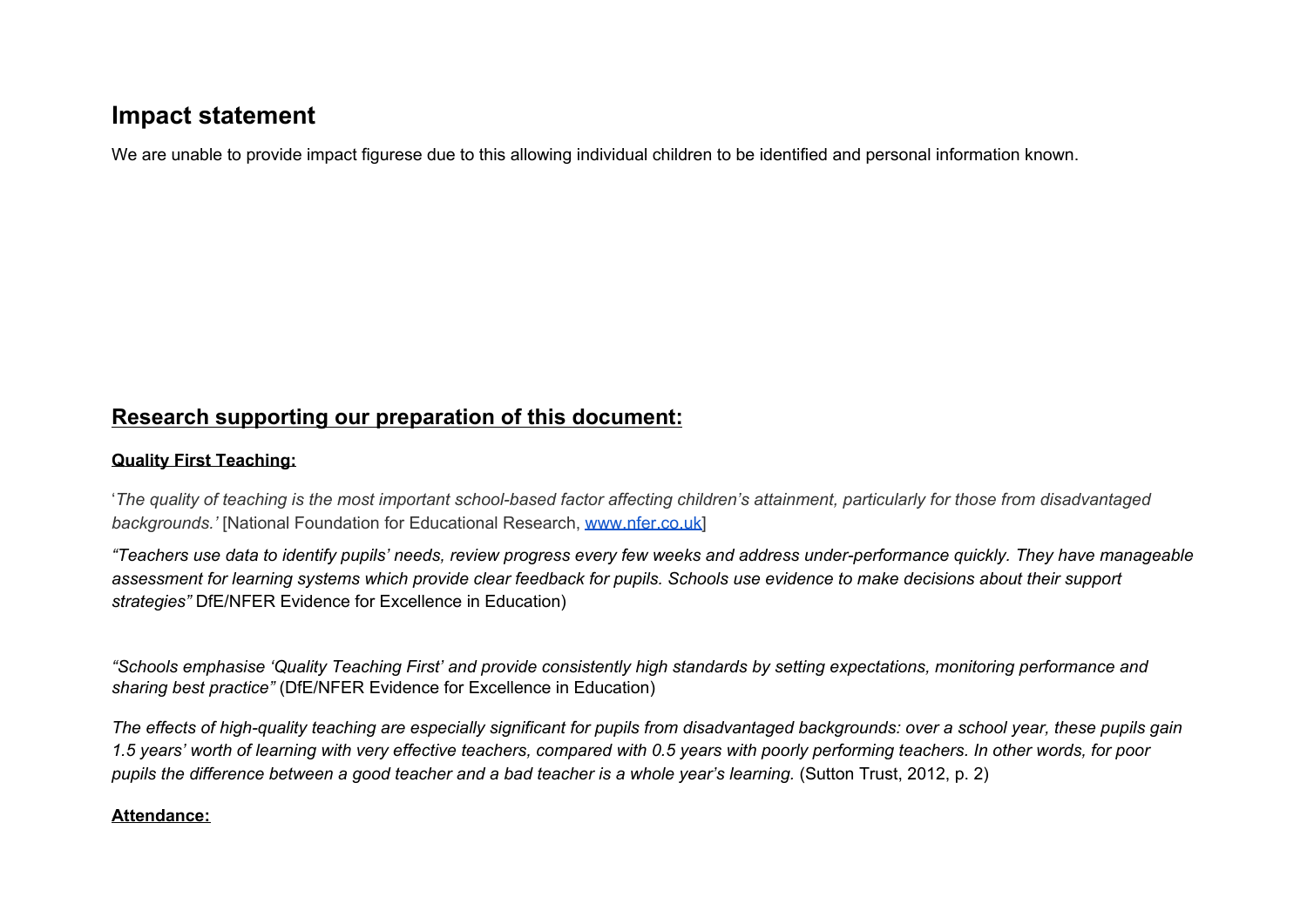## Impact statement

We are unable to provide impact figurese due to this allowing individual children to be identified and personal information known.

## **Research supporting our preparation of this document:**

**Quality First Teaching:**

'*The quality of teaching is the most important school-based factor affecting children's attainment, particularly for those from disadvantaged backgrounds.'* [National Foundation for Educational Research, www.nfer.co.uk]

*"Teachers use data to identify pupils' needs, review progress every few weeks and address under-performance quickly. They have manageable assessment for learning systems which provide clear feedback for pupils. Schools use evidence to make decisions about their support strategies"* DfE/NFER Evidence for Excellence in Education)

*"Schools emphasise 'Quality Teaching First' and provide consistently high standards by setting expectations, monitoring performance and sharing best practice"* (DfE/NFER Evidence for Excellence in Education)

*The effects of high-quality teaching are especially significant for pupils from disadvantaged backgrounds: over a school year, these pupils gain 1.5 years' worth of learning with very effective teachers, compared with 0.5 years with poorly performing teachers. In other words, for poor pupils the difference between a good teacher and a bad teacher is a whole year's learning.* (Sutton Trust, 2012, p. 2)

**Attendance:**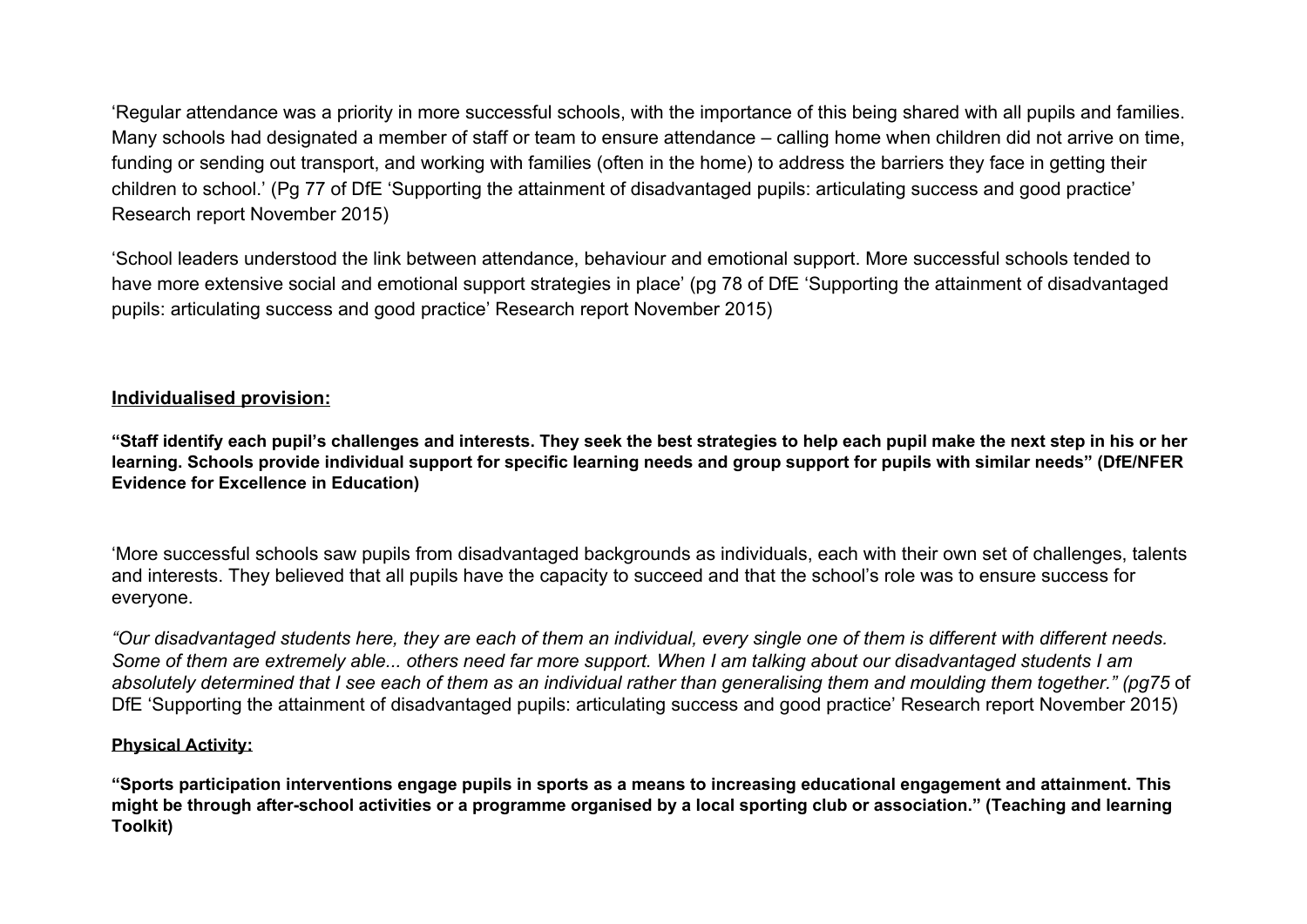'Regular attendance was a priority in more successful schools, with the importance of this being shared with all pupils and families. Many schools had designated a member of staff or team to ensure attendance – calling home when children did not arrive on time, funding or sending out transport, and working with families (often in the home) to address the barriers they face in getting their children to school.' (Pg 77 of DfE 'Supporting the attainment of disadvantaged pupils: articulating success and good practice' Research report November 2015)

'School leaders understood the link between attendance, behaviour and emotional support. More successful schools tended to have more extensive social and emotional support strategies in place' (pg 78 of DfE 'Supporting the attainment of disadvantaged pupils: articulating success and good practice' Research report November 2015)

**Individualised provision:**

**"Staff identify each pupil's challenges and interests. They seek the best strategies to help each pupil make the next step in his or her learning. Schools provide individual support for specific learning needs and group support for pupils with similar needs" (DfE/NFER Evidence for Excellence in Education)**

'More successful schools saw pupils from disadvantaged backgrounds as individuals, each with their own set of challenges, talents and interests. They believed that all pupils have the capacity to succeed and that the school's role was to ensure success for everyone.

*"Our disadvantaged students here, they are each of them an individual, every single one of them is different with different needs. Some of them are extremely able... others need far more support. When I am talking about our disadvantaged students I am absolutely determined that I see each of them as an individual rather than generalising them and moulding them together." (pg75* of DfE 'Supporting the attainment of disadvantaged pupils: articulating success and good practice' Research report November 2015)

**Physical Activity:**

**"Sports participation interventions engage pupils in sports as a means to increasing educational engagement and attainment. This might be through after-school activities or a programme organised by a local sporting club or association." (Teaching and learning Toolkit)**